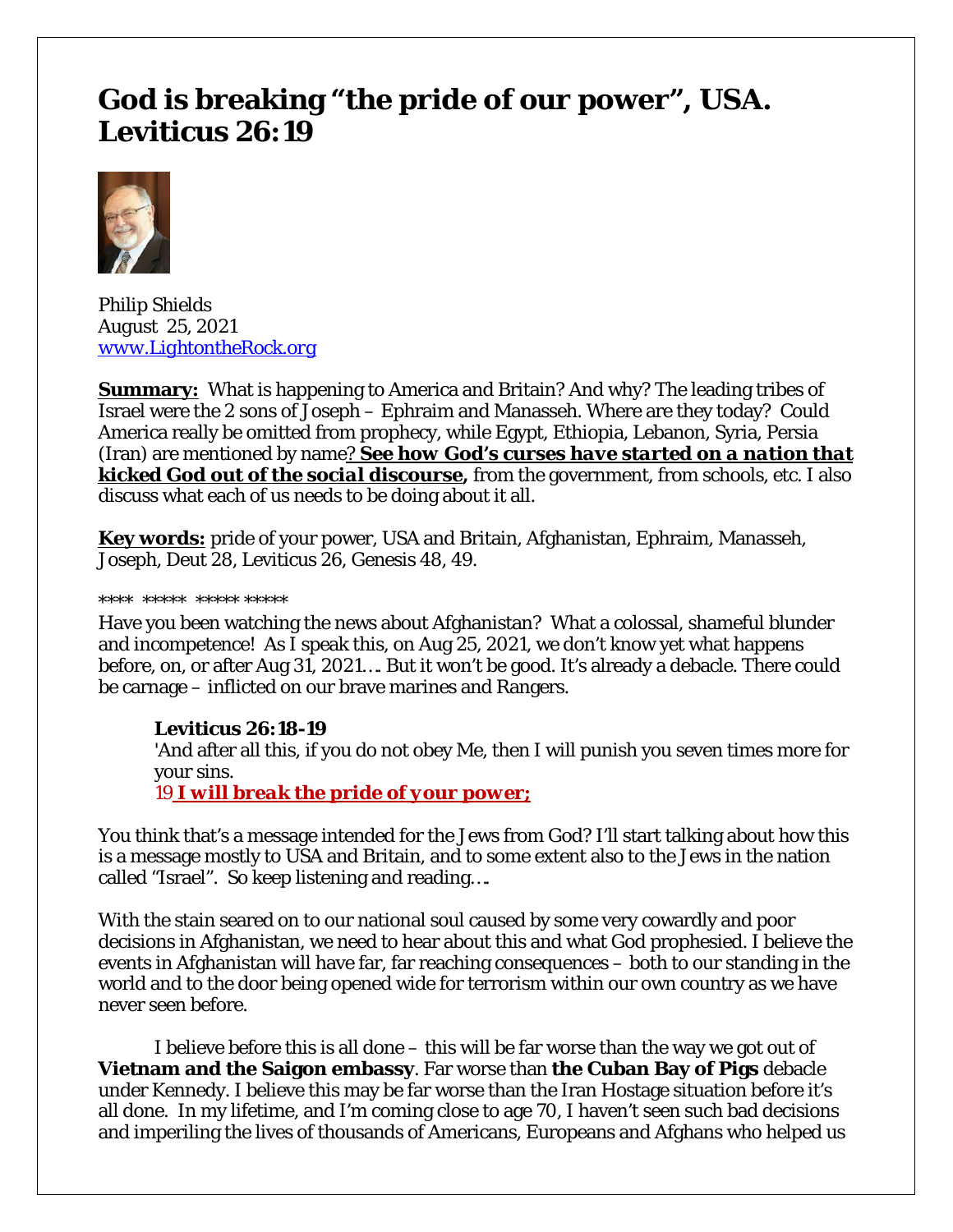# God is breaking "the pride of our power", USA. Leviticus 26:19

Philip Shields
August 25, 2021
www.LightontheRock.org

**Summary:** What is happening to America and Britain? And why? The leading tribes of Israel were the 2 sons of Joseph – Ephraim and Manasseh. Where are they today? Could America really be omitted from prophecy, while Egypt, Ethiopia, Lebanon, Syria, Persia (Iran) are mentioned by name? ***See how God's curses have started on a nation that kicked God out of the social discourse,*** from the government, from schools, etc. I also discuss what each of us needs to be doing about it all.

**Key words:** pride of your power, USA and Britain, Afghanistan, Ephraim, Manasseh, Joseph, Deut 28, Leviticus 26, Genesis 48, 49.

**** ***** ***** *****

Have you been watching the news about Afghanistan? What a colossal, shameful blunder and incompetence! As I speak this, on Aug 25, 2021, we don't know yet what happens before, on, or after Aug 31, 2021…. But it won't be good. It's already a debacle. There could be carnage – inflicted on our brave marines and Rangers.

> **Leviticus 26:18-19**
> 'And after all this, if you do not obey Me, then I will punish you seven times more for your sins.
> 19 ***I will break the pride of your power;***

You think that's a message intended for the Jews from God? I'll start talking about how this is a message mostly to USA and Britain, and to some extent also to the Jews in the nation called "Israel". So keep listening and reading….

With the stain seared on to our national soul caused by some very cowardly and poor decisions in Afghanistan, we need to hear about this and what God prophesied. I believe the events in Afghanistan will have far, far reaching consequences – both to our standing in the world and to the door being opened wide for terrorism within our own country as we have never seen before.

I believe before this is all done – this will be far worse than the way we got out of **Vietnam and the Saigon embassy**. Far worse than **the Cuban Bay of Pigs** debacle under Kennedy. I believe this may be far worse than the Iran Hostage situation before it's all done. In my lifetime, and I'm coming close to age 70, I haven't seen such bad decisions and imperiling the lives of thousands of Americans, Europeans and Afghans who helped us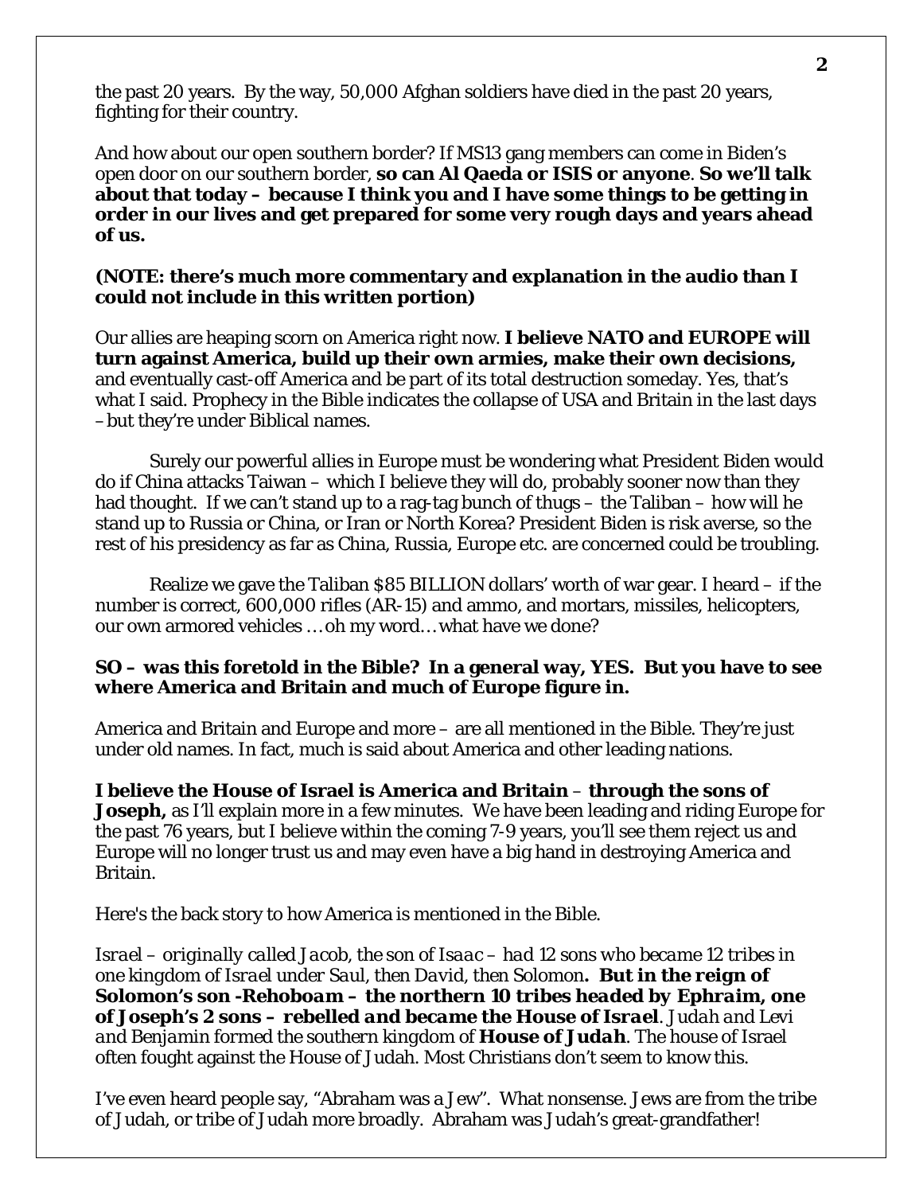the past 20 years. By the way, 50,000 Afghan soldiers have died in the past 20 years, fighting for their country.

And how about our open southern border? If MS13 gang members can come in Biden's open door on our southern border, **so can Al Qaeda or ISIS or anyone**. **So we'll talk about that today – because I think you and I have some things to be getting in order in our lives and get prepared for some very rough days and years ahead of us.**

**(NOTE: there's much more commentary and explanation in the audio than I could not include in this written portion)**

Our allies are heaping scorn on America right now. **I believe NATO and EUROPE will turn against America, build up their own armies, make their own decisions,** and eventually cast-off America and be part of its total destruction someday. Yes, that's what I said. Prophecy in the Bible indicates the collapse of USA and Britain in the last days –but they're under Biblical names.

Surely our powerful allies in Europe must be wondering what President Biden would do if China attacks Taiwan – which I believe they will do, probably sooner now than they had thought. If we can't stand up to a rag-tag bunch of thugs – the Taliban – how will he stand up to Russia or China, or Iran or North Korea? President Biden is risk averse, so the rest of his presidency as far as China, Russia, Europe etc. are concerned could be troubling.

Realize we gave the Taliban $85 BILLION dollars' worth of war gear. I heard – if the number is correct, 600,000 rifles (AR-15) and ammo, and mortars, missiles, helicopters, our own armored vehicles … oh my word… what have we done?

**SO – was this foretold in the Bible? In a general way, YES. But you have to see where America and Britain and much of Europe figure in.**

America and Britain and Europe and more – are all mentioned in the Bible. They're just under old names. In fact, much is said about America and other leading nations.

**I believe the House of Israel is America and Britain – through the sons of Joseph,** as I'll explain more in a few minutes. We have been leading and riding Europe for the past 76 years, but I believe within the coming 7-9 years, you'll see them reject us and Europe will no longer trust us and may even have a big hand in destroying America and Britain.

Here's the back story to how America is mentioned in the Bible.

*Israel – originally called Jacob,* the son of *Isaac – had* 12 sons who *became* 12 tribes in one kingdom of *Israel* under *Saul,* then *David,* then Solomon**.** ***But in the reign of Solomon's son -Rehoboam – the northern 10 tribes headed by Ephraim, one of Joseph's 2 sons – rebelled and became the House of Israel***. *Judah and Levi and Benjamin* formed the southern kingdom of ***House of Judah***. The house of Israel often fought against the House of Judah. Most Christians don't seem to know this.

I've even heard people say, "Abraham was a Jew". What nonsense. Jews are from the tribe of Judah, or tribe of Judah more broadly. Abraham was Judah's great-grandfather!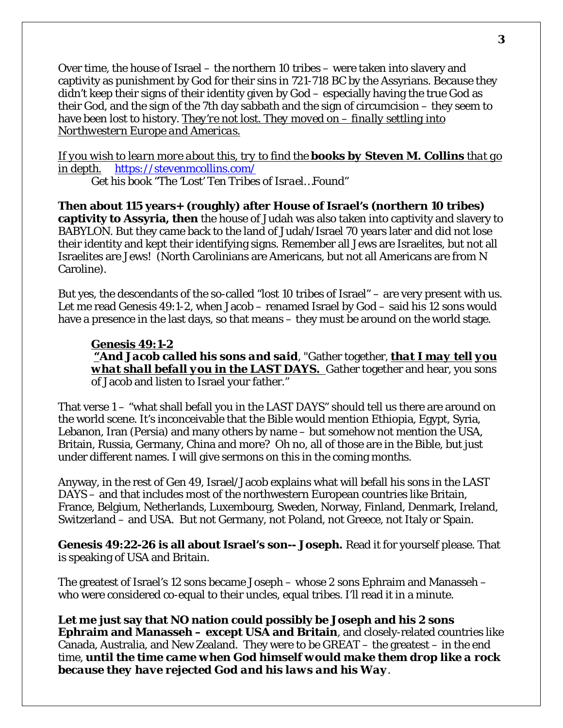Over time, the house of Israel – the northern 10 tribes – were taken into slavery and captivity as punishment by God for their sins in 721-718 BC by the Assyrians. Because they didn't keep their signs of their identity given by God – especially having the true God as their God, and the sign of the 7th day sabbath and the sign of circumcision – they seem to have been lost to history. *They're not lost. They moved on – finally settling into Northwestern Europe and Americas.*

*If you wish to learn more about this, try to find the* **books by Steven M. Collins** *that go in depth.* [https://stevenmcollins.com/](https://stevenmcollins.com/)

Get his book "*The 'Lost' Ten Tribes of Israel…Found*"

**Then about 115 years+ (roughly) after House of Israel's (northern 10 tribes) captivity to Assyria, then** the house of Judah was also taken into captivity and slavery to BABYLON. But they came back to the land of Judah/Israel 70 years later and did not lose their identity and kept their identifying signs. Remember all Jews are Israelites, but not all Israelites are Jews! (North Carolinians are Americans, but not all Americans are from N Caroline).

But yes, the descendants of the so-called "lost 10 tribes of Israel" – are very present with us. Let me read Genesis 49:1-2, when Jacob – renamed Israel by God – said his 12 sons would have a presence in the last days, so that means – they must be around on the world stage.

> **Genesis 49:1-2**
> ***"And Jacob called his sons and said***, "Gather together, ***that I may tell you what shall befall you in the LAST DAYS.*** Gather together and hear, you sons of Jacob and listen to Israel your father."

That verse 1 – "what shall befall you in the LAST DAYS" should tell us there are around on the world scene. It's inconceivable that the Bible would mention Ethiopia, Egypt, Syria, Lebanon, Iran (Persia) and many others by name – but somehow not mention the USA, Britain, Russia, Germany, China and more? Oh no, all of those are in the Bible, but just under different names. I will give sermons on this in the coming months.

Anyway, in the rest of Gen 49, Israel/Jacob explains what will befall his sons in the LAST DAYS – and that includes most of the northwestern European countries like Britain, France, Belgium, Netherlands, Luxembourg, Sweden, Norway, Finland, Denmark, Ireland, Switzerland – and USA. But not Germany, not Poland, not Greece, not Italy or Spain.

**Genesis 49:22-26 is all about Israel's son-- Joseph.** Read it for yourself please. That is speaking of USA and Britain.

The greatest of Israel's 12 sons became Joseph – whose 2 sons Ephraim and Manasseh – who were considered co-equal to their uncles, equal tribes. I'll read it in a minute.

**Let me just say that NO nation could possibly be Joseph and his 2 sons Ephraim and Manasseh – except USA and Britain**, and closely-related countries like Canada, Australia, and New Zealand. They were to be GREAT – the greatest – in the end time, ***until the time came when God himself would make them drop like a rock because they have rejected God and his laws and his Way***.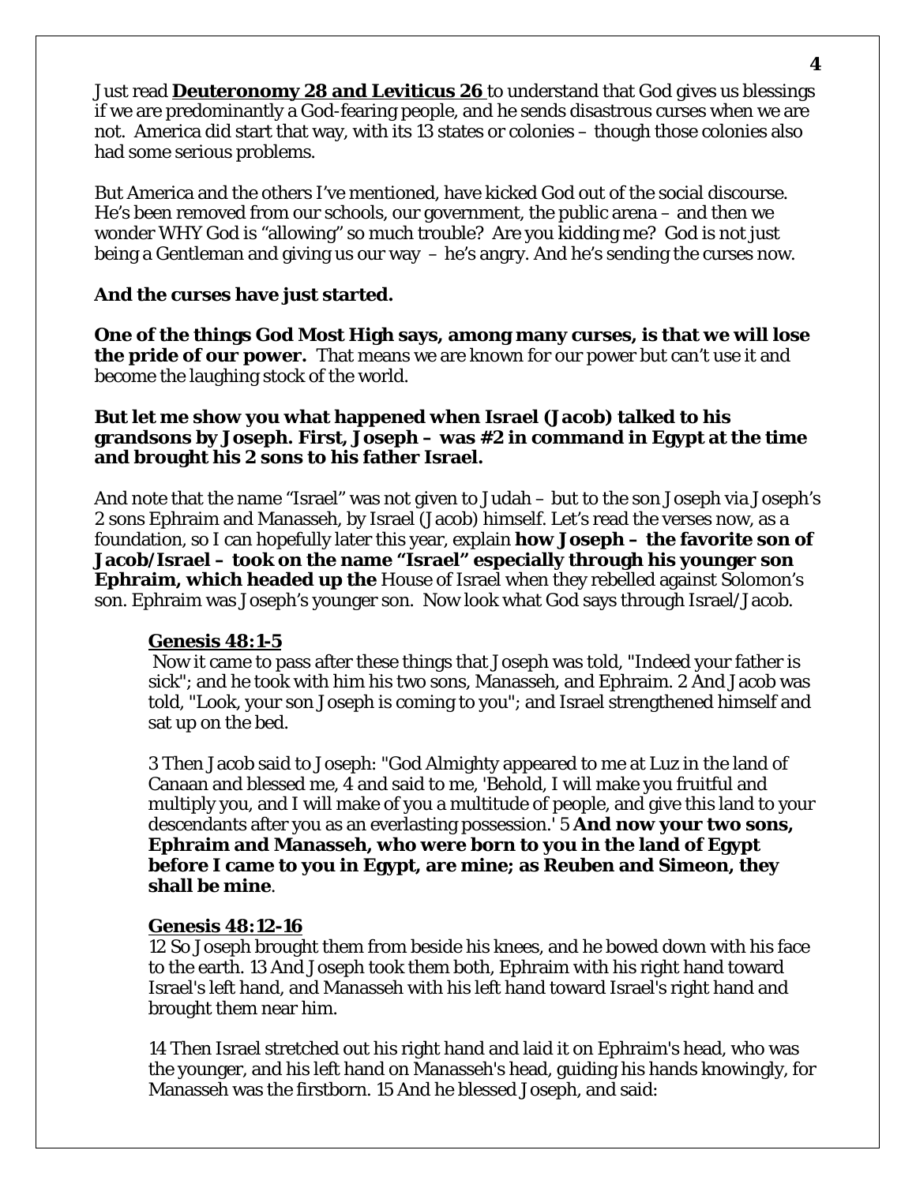Just read **[Deuteronomy 28 and Leviticus 26]** to understand that God gives us blessings if we are predominantly a God-fearing people, and he sends disastrous curses when we are not. America did start that way, with its 13 states or colonies – though those colonies also had some serious problems.

But America and the others I've mentioned, have kicked God out of the social discourse. He's been removed from our schools, our government, the public arena – and then we wonder WHY God is "allowing" so much trouble? Are you kidding me? God is not just being a Gentleman and giving us our way – he's angry. And he's sending the curses now.

**And the curses have just started.**

**One of the things God Most High says, among many curses, is that we will lose the pride of our power.** That means we are known for our power but can't use it and become the laughing stock of the world.

**But let me show you what happened when Israel (Jacob) talked to his grandsons by Joseph. First, Joseph – was #2 in command in Egypt at the time and brought his 2 sons to his father Israel.**

And note that the name "Israel" was not given to Judah – but to the son Joseph via Joseph's 2 sons Ephraim and Manasseh, by Israel (Jacob) himself. Let's read the verses now, as a foundation, so I can hopefully later this year, explain **how Joseph – the favorite son of Jacob/Israel – took on the name "Israel" especially through his younger son Ephraim, which headed up the** House of Israel when they rebelled against Solomon's son. Ephraim was Joseph's younger son. Now look what God says through Israel/Jacob.

> **Genesis 48:1-5**
> Now it came to pass after these things that Joseph was told, "Indeed your father is sick"; and he took with him his two sons, Manasseh, and Ephraim. 2 And Jacob was told, "Look, your son Joseph is coming to you"; and Israel strengthened himself and sat up on the bed.
>
> 3 Then Jacob said to Joseph: "God Almighty appeared to me at Luz in the land of Canaan and blessed me, 4 and said to me, 'Behold, I will make you fruitful and multiply you, and I will make of you a multitude of people, and give this land to your descendants after you as an everlasting possession.' 5 **And now your two sons, Ephraim and Manasseh, who were born to you in the land of Egypt before I came to you in Egypt, are mine; as Reuben and Simeon, they shall be mine**.
>
> **Genesis 48:12-16**
> 12 So Joseph brought them from beside his knees, and he bowed down with his face to the earth. 13 And Joseph took them both, Ephraim with his right hand toward Israel's left hand, and Manasseh with his left hand toward Israel's right hand and brought them near him.
>
> 14 Then Israel stretched out his right hand and laid it on Ephraim's head, who was the younger, and his left hand on Manasseh's head, guiding his hands knowingly, for Manasseh was the firstborn. 15 And he blessed Joseph, and said: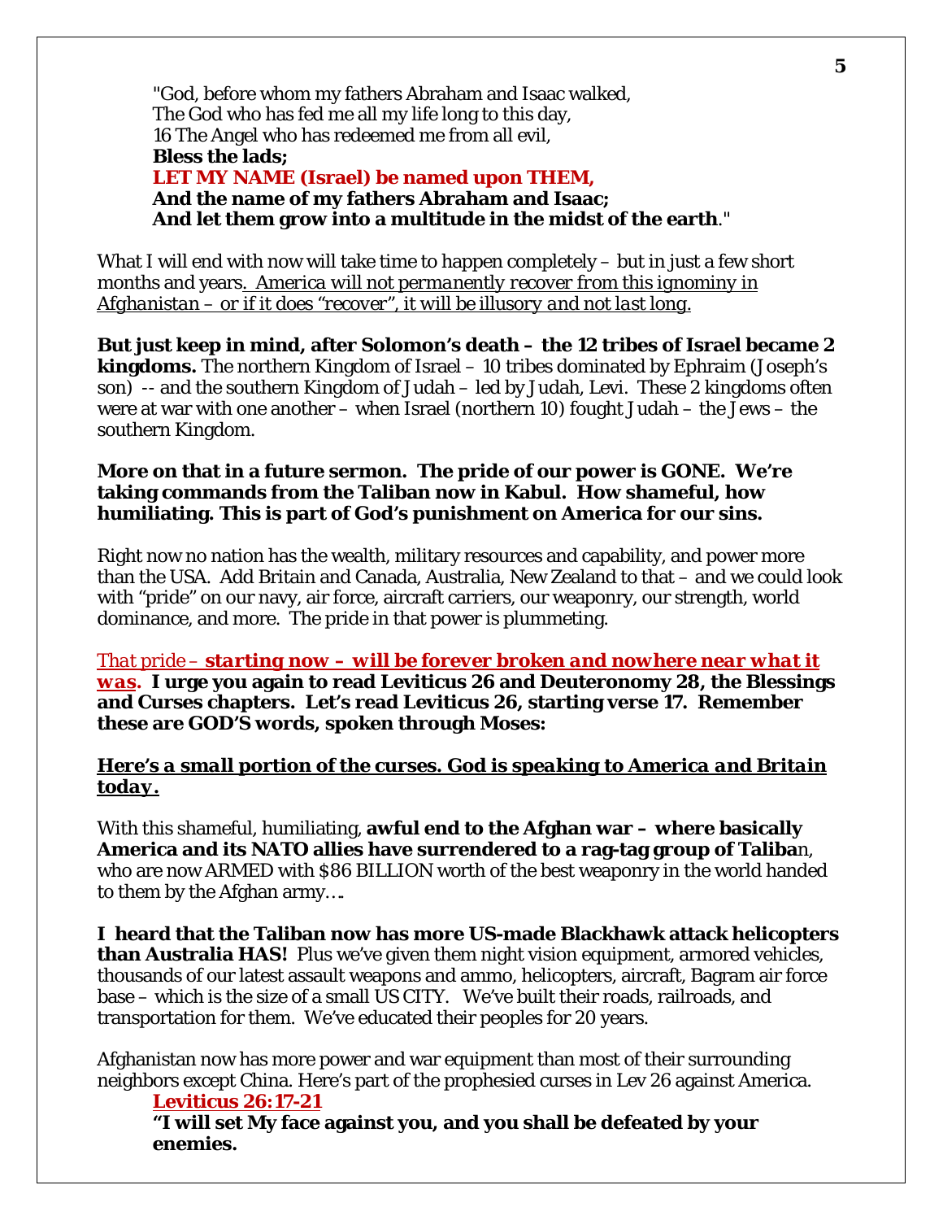"God, before whom my fathers Abraham and Isaac walked,
The God who has fed me all my life long to this day,
16 The Angel who has redeemed me from all evil,
**Bless the lads;**
**LET MY NAME (Israel) be named upon THEM,**
**And the name of my fathers Abraham and Isaac;**
**And let them grow into a multitude in the midst of the earth**."

What I will end with now will take time to happen completely – but in just a few short months and years*. America will not permanently recover from this ignominy in Afghanistan – or if it does "recover", it will be illusory and not last long.*

**But just keep in mind, after Solomon's death – the 12 tribes of Israel became 2 kingdoms.** The northern Kingdom of Israel – 10 tribes dominated by Ephraim (Joseph's son) -- and the southern Kingdom of Judah – led by Judah, Levi. These 2 kingdoms often were at war with one another – when Israel (northern 10) fought Judah – the Jews – the southern Kingdom.

**More on that in a future sermon. The pride of our power is GONE. We're taking commands from the Taliban now in Kabul. How shameful, how humiliating. This is part of God's punishment on America for our sins.**

Right now no nation has the wealth, military resources and capability, and power more than the USA. Add Britain and Canada, Australia, New Zealand to that – and we could look with "pride" on our navy, air force, aircraft carriers, our weaponry, our strength, world dominance, and more. The pride in that power is plummeting.

*That pride – **starting now – will be forever broken and nowhere near what it was.*** **I urge you again to read Leviticus 26 and Deuteronomy 28, the Blessings and Curses chapters. Let's read Leviticus 26, starting verse 17. Remember these are GOD'S words, spoken through Moses:**

***Here's a small portion of the curses. God is speaking to America and Britain today.***

With this shameful, humiliating, **awful end to the Afghan war – where basically America and its NATO allies have surrendered to a rag-tag group of Taliba**n, who are now ARMED with $86 BILLION worth of the best weaponry in the world handed to them by the Afghan army….

**I heard that the Taliban now has more US-made Blackhawk attack helicopters than Australia HAS!** Plus we've given them night vision equipment, armored vehicles, thousands of our latest assault weapons and ammo, helicopters, aircraft, Bagram air force base – which is the size of a small US CITY. We've built their roads, railroads, and transportation for them. We've educated their peoples for 20 years.

Afghanistan now has more power and war equipment than most of their surrounding neighbors except China. Here's part of the prophesied curses in Lev 26 against America.

**Leviticus 26:17-21**
**"I will set My face against you, and you shall be defeated by your enemies.**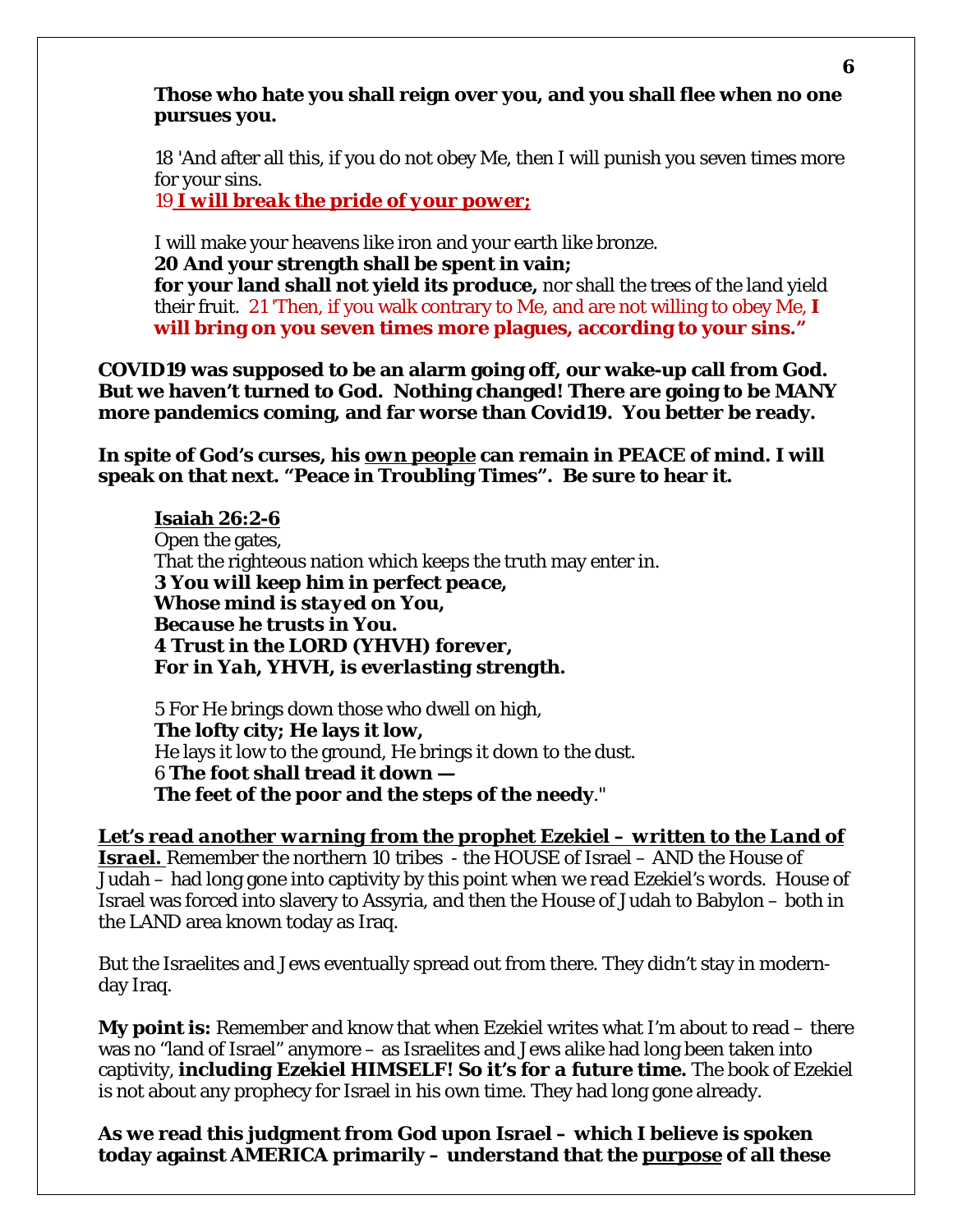**Those who hate you shall reign over you, and you shall flee when no one pursues you.**

18 'And after all this, if you do not obey Me, then I will punish you seven times more for your sins.
19 ***I will break the pride of your power;***

I will make your heavens like iron and your earth like bronze.
**20 And your strength shall be spent in vain;**
**for your land shall not yield its produce,** nor shall the trees of the land yield their fruit. 21 'Then, if you walk contrary to Me, and are not willing to obey Me, **I will bring on you seven times more plagues, according to your sins."**

**COVID19 was supposed to be an alarm going off, our wake-up call from God. But we haven't turned to God. Nothing changed! There are going to be MANY more pandemics coming, and far worse than Covid19. You better be ready.**

**In spite of God's curses, his own people can remain in PEACE of mind. I will speak on that next. "Peace in Troubling Times". Be sure to hear it.**

**Isaiah 26:2-6**
Open the gates,
That the righteous nation which keeps the truth may enter in.
***3 You will keep him in perfect peace,***
***Whose mind is stayed on You,***
***Because he trusts in You.***
***4 Trust in the LORD (YHVH) forever,***
***For in Yah, YHVH, is everlasting strength.***

5 For He brings down those who dwell on high,
**The lofty city; He lays it low,**
He lays it low to the ground, He brings it down to the dust.
6 **The foot shall tread it down —**
**The feet of the poor and the steps of the needy**."

***Let's read another warning from the prophet Ezekiel – written to the Land of Israel.*** Remember the northern 10 tribes - the HOUSE of Israel – AND the House of Judah – had long gone into captivity by this point when *we read Ezekiel's words.* House of Israel was forced into slavery to Assyria, and then the House of Judah to Babylon – both in the LAND area known today as Iraq.

But the Israelites and Jews eventually spread out from there. They didn't stay in modern-day Iraq.

**My point is:** Remember and know that when Ezekiel writes what I'm about to read – there was no "land of Israel" anymore – as Israelites and Jews alike had long been taken into captivity, **including Ezekiel HIMSELF! So it's for a *future* time.** The book of Ezekiel is not about any prophecy for Israel in his own time. They had long gone already.

**As we read this judgment from God upon Israel – which I believe is spoken today against AMERICA primarily – understand that the purpose of all these**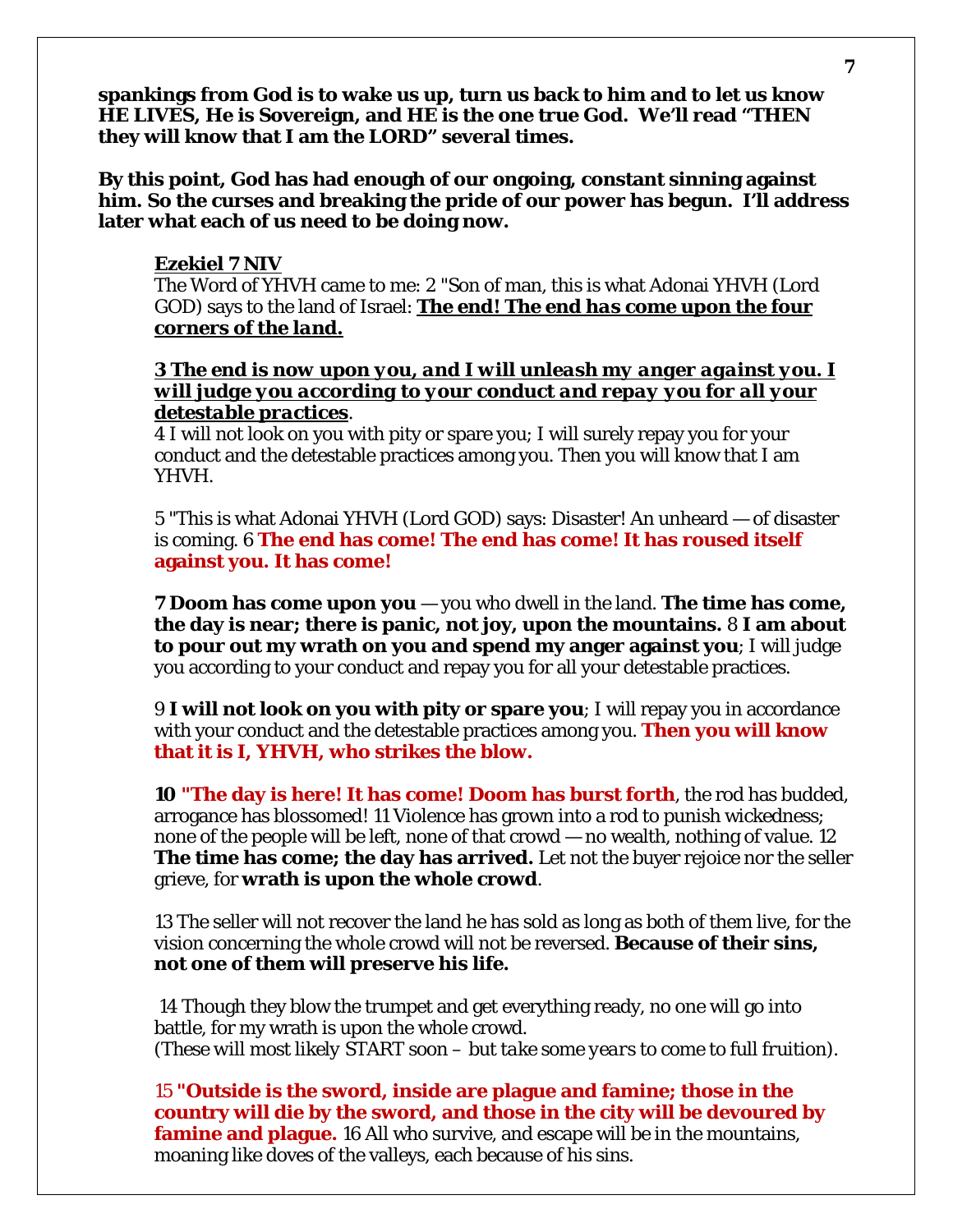**spankings from God is to wake us up, turn us back to him and to let us know HE LIVES, He is Sovereign, and HE is the one true God. We'll read "THEN they will know that I am the LORD" several times.**

**By this point, God has had enough of our ongoing, constant sinning against him. So the curses and breaking the pride of our power has begun. I'll address later what each of us need to be doing now.**

<u>**Ezekiel 7 NIV**</u>
The Word of YHVH came to me: 2 "Son of man, this is what Adonai YHVH (Lord GOD) says to the land of Israel: <u>***The end! The end has come upon the four corners of the land.***</u>

<u>***3 The end is now upon you, and I will unleash my anger against you. I will judge you according to your conduct and repay you for all your detestable practices***</u>.
4 I will not look on you with pity or spare you; I will surely repay you for your conduct and the detestable practices among you. Then you will know that I am YHVH.

5 "This is what Adonai YHVH (Lord GOD) says: Disaster! An unheard — of disaster is coming. 6 **The end has come! The end has come! It has roused itself against you. It has come!**

**7 Doom has come upon you** — you who dwell in the land. **The time has come, the day is near; there is panic, not joy, upon the mountains.** 8 **I am about to pour out my wrath on you and spend my anger against you**; I will judge you according to your conduct and repay you for all your detestable practices.

9 **I will not look on you with pity or spare you**; I will repay you in accordance with your conduct and the detestable practices among you. **Then you will know that it is I, YHVH, who strikes the blow.**

**10 "The day is here! It has come! Doom has burst forth**, the rod has budded, arrogance has blossomed! 11 Violence has grown into a rod to punish wickedness; none of the people will be left, none of that crowd — no wealth, nothing of value. 12 **The time has come; the day has arrived.** Let not the buyer rejoice nor the seller grieve, for **wrath is upon the whole crowd**.

13 The seller will not recover the land he has sold as long as both of them live, for the vision concerning the whole crowd will not be reversed. **Because of their sins, not one of them will preserve his life.**

14 Though they blow the trumpet and get everything ready, no one will go into battle, for my wrath is upon the whole crowd.
*(These will most likely START soon – but take some years to come to full fruition).*

15 **"Outside is the sword, inside are plague and famine; those in the country will die by the sword, and those in the city will be devoured by famine and plague.** 16 All who survive, and escape will be in the mountains, moaning like doves of the valleys, each because of his sins.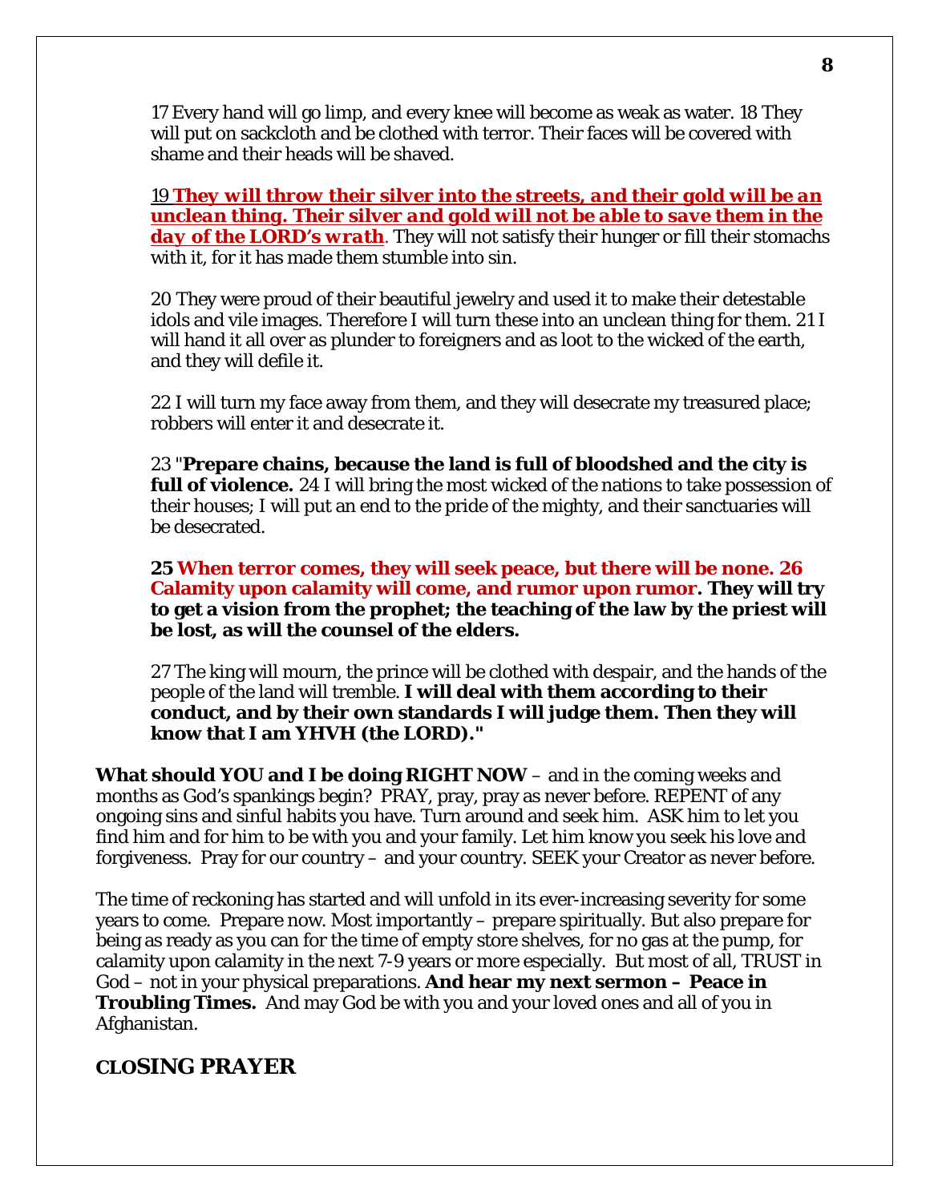17 Every hand will go limp, and every knee will become as weak as water. 18 They will put on sackcloth and be clothed with terror. Their faces will be covered with shame and their heads will be shaved.

19 ***They will throw their silver into the streets, and their gold will be an unclean thing. Their silver and gold will not be able to save them in the day of the LORD's wrath***. They will not satisfy their hunger or fill their stomachs with it, for it has made them stumble into sin.

20 They were proud of their beautiful jewelry and used it to make their detestable idols and vile images. Therefore I will turn these into an unclean thing for them. 21 I will hand it all over as plunder to foreigners and as loot to the wicked of the earth, and they will defile it.

22 I will turn my face away from them, and they will desecrate my treasured place; robbers will enter it and desecrate it.

23 "**Prepare chains, because the land is full of bloodshed and the city is full of violence.** 24 I will bring the most wicked of the nations to take possession of their houses; I will put an end to the pride of the mighty, and their sanctuaries will be desecrated.

**25 When terror comes, they will seek peace, but there will be none. 26 Calamity upon calamity will come, and rumor upon rumor. They will try to get a vision from the prophet; the teaching of the law by the priest will be lost, as will the counsel of the elders.**

27 The king will mourn, the prince will be clothed with despair, and the hands of the people of the land will tremble. **I will deal with them according to their conduct, and by their own standards I will judge them. Then they will know that I am YHVH (the LORD)."**

**What should YOU and I be doing RIGHT NOW** – and in the coming weeks and months as God's spankings begin? PRAY, pray, pray as never before. REPENT of any ongoing sins and sinful habits you have. Turn around and seek him. ASK him to let you find him and for him to be with you and your family. Let him know you seek his love and forgiveness. Pray for our country – and your country. SEEK your Creator as never before.

The time of reckoning has started and will unfold in its ever-increasing severity for some years to come. Prepare now. Most importantly – prepare spiritually. But also prepare for being as ready as you can for the time of empty store shelves, for no gas at the pump, for calamity upon calamity in the next 7-9 years or more especially. But most of all, TRUST in God – not in your physical preparations. **And hear my next sermon – Peace in Troubling Times.** And may God be with you and your loved ones and all of you in Afghanistan.

## CLOSING PRAYER